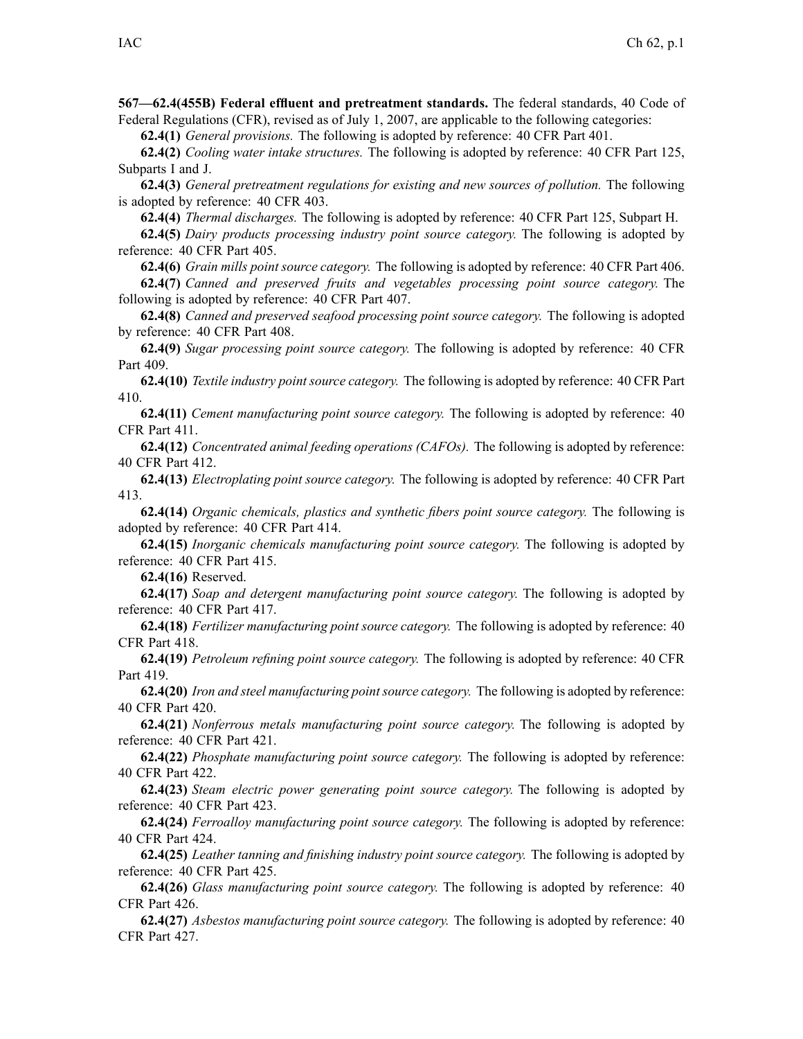**567—62.4(455B) Federal effluent and pretreatment standards.** The federal standards, 40 Code of Federal Regulations (CFR), revised as of July 1, 2007, are applicable to the following categories:

**62.4(1)** *General provisions.* The following is adopted by reference: 40 CFR Part 401.

**62.4(2)** *Cooling water intake structures.* The following is adopted by reference: 40 CFR Part 125, Subparts I and J.

**62.4(3)** *General pretreatment regulations for existing and new sources of pollution.* The following is adopted by reference: 40 CFR 403.

**62.4(4)** *Thermal discharges.* The following is adopted by reference: 40 CFR Part 125, Subpart H.

**62.4(5)** *Dairy products processing industry point source category.* The following is adopted by reference: 40 CFR Part 405.

**62.4(6)** *Grain mills point source category.* The following is adopted by reference: 40 CFR Part 406.

**62.4(7)** *Canned and preserved fruits and vegetables processing point source category.* The following is adopted by reference: 40 CFR Part 407.

**62.4(8)** *Canned and preserved seafood processing point source category.* The following is adopted by reference: 40 CFR Part 408.

**62.4(9)** *Sugar processing point source category.* The following is adopted by reference: 40 CFR Part 409.

**62.4(10)** *Textile industry point source category.* The following is adopted by reference: 40 CFR Part 410.

**62.4(11)** *Cement manufacturing point source category.* The following is adopted by reference: 40 CFR Part 411.

**62.4(12)** *Concentrated animal feeding operations (CAFOs).* The following is adopted by reference: 40 CFR Part 412.

**62.4(13)** *Electroplating point source category.* The following is adopted by reference: 40 CFR Part 413.

**62.4(14)** *Organic chemicals, plastics and synthetic fibers point source category.* The following is adopted by reference: 40 CFR Part 414.

**62.4(15)** *Inorganic chemicals manufacturing point source category.* The following is adopted by reference: 40 CFR Part 415.

**62.4(16)** Reserved.

**62.4(17)** *Soap and detergent manufacturing point source category.* The following is adopted by reference: 40 CFR Part 417.

**62.4(18)** *Fertilizer manufacturing point source category.* The following is adopted by reference: 40 CFR Part 418.

**62.4(19)** *Petroleum refining point source category.* The following is adopted by reference: 40 CFR Part 419.

**62.4(20)** *Iron and steel manufacturing point source category.* The following is adopted by reference: 40 CFR Part 420.

**62.4(21)** *Nonferrous metals manufacturing point source category.* The following is adopted by reference: 40 CFR Part 421.

**62.4(22)** *Phosphate manufacturing point source category.* The following is adopted by reference: 40 CFR Part 422.

**62.4(23)** *Steam electric power generating point source category.* The following is adopted by reference: 40 CFR Part 423.

**62.4(24)** *Ferroalloy manufacturing point source category.* The following is adopted by reference: 40 CFR Part 424.

**62.4(25)** *Leather tanning and finishing industry point source category.* The following is adopted by reference: 40 CFR Part 425.

**62.4(26)** *Glass manufacturing point source category.* The following is adopted by reference: 40 CFR Part 426.

**62.4(27)** *Asbestos manufacturing point source category.* The following is adopted by reference: 40 CFR Part 427.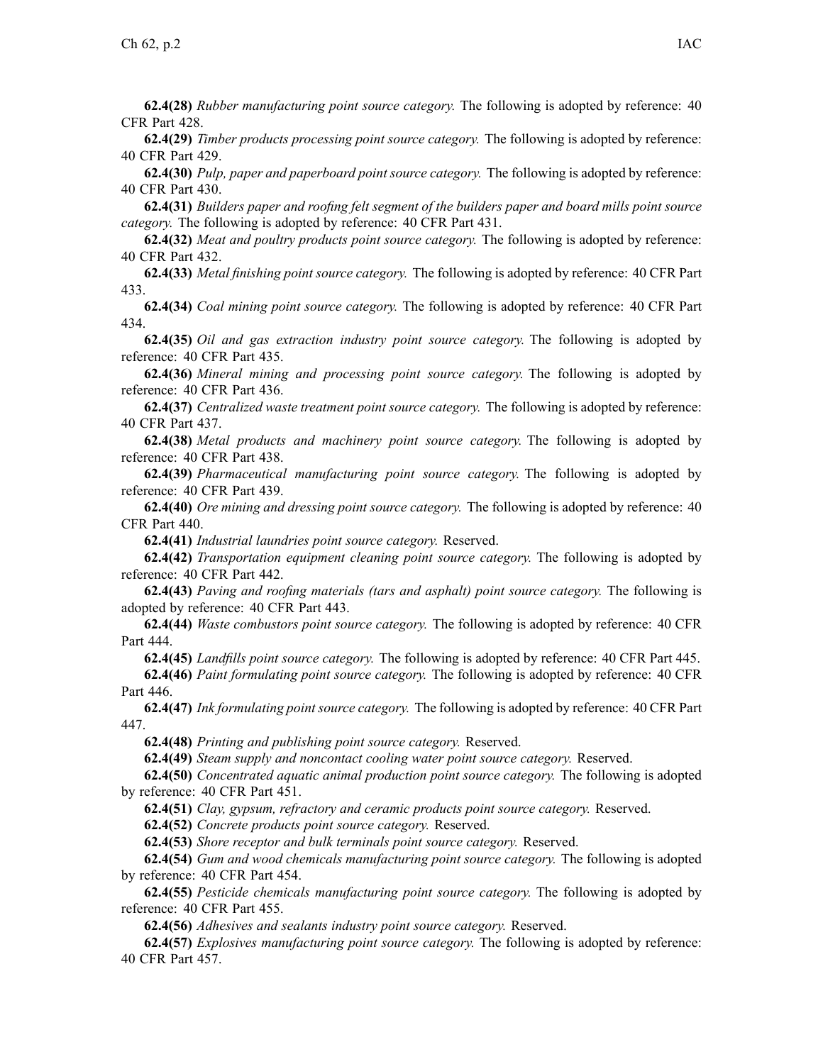**62.4(28)** *Rubber manufacturing point source category.* The following is adopted by reference: 40 CFR Part 428.

**62.4(29)** *Timber products processing point source category.* The following is adopted by reference: 40 CFR Part 429.

**62.4(30)** *Pulp, paper and paperboard point source category.* The following is adopted by reference: 40 CFR Part 430.

**62.4(31)** *Builders paper and roofing felt segment of the builders paper and board mills point source category.* The following is adopted by reference: 40 CFR Part 431.

**62.4(32)** *Meat and poultry products point source category.* The following is adopted by reference: 40 CFR Part 432.

**62.4(33)** *Metal finishing point source category.* The following is adopted by reference: 40 CFR Part 433.

**62.4(34)** *Coal mining point source category.* The following is adopted by reference: 40 CFR Part 434.

**62.4(35)** *Oil and gas extraction industry point source category.* The following is adopted by reference: 40 CFR Part 435.

**62.4(36)** *Mineral mining and processing point source category.* The following is adopted by reference: 40 CFR Part 436.

**62.4(37)** *Centralized waste treatment point source category.* The following is adopted by reference: 40 CFR Part 437.

**62.4(38)** *Metal products and machinery point source category.* The following is adopted by reference: 40 CFR Part 438.

**62.4(39)** *Pharmaceutical manufacturing point source category.* The following is adopted by reference: 40 CFR Part 439.

**62.4(40)** *Ore mining and dressing point source category.* The following is adopted by reference: 40 CFR Part 440.

**62.4(41)** *Industrial laundries point source category.* Reserved.

**62.4(42)** *Transportation equipment cleaning point source category.* The following is adopted by reference: 40 CFR Part 442.

**62.4(43)** *Paving and roofing materials (tars and asphalt) point source category.* The following is adopted by reference: 40 CFR Part 443.

**62.4(44)** *Waste combustors point source category.* The following is adopted by reference: 40 CFR Part 444.

**62.4(45)** *Landfills point source category.* The following is adopted by reference: 40 CFR Part 445.

**62.4(46)** *Paint formulating point source category.* The following is adopted by reference: 40 CFR Part 446.

**62.4(47)** *Ink formulating point source category.* The following is adopted by reference: 40 CFR Part 447.

**62.4(48)** *Printing and publishing point source category.* Reserved.

**62.4(49)** *Steam supply and noncontact cooling water point source category.* Reserved.

**62.4(50)** *Concentrated aquatic animal production point source category.* The following is adopted by reference: 40 CFR Part 451.

**62.4(51)** *Clay, gypsum, refractory and ceramic products point source category.* Reserved.

**62.4(52)** *Concrete products point source category.* Reserved.

**62.4(53)** *Shore receptor and bulk terminals point source category.* Reserved.

**62.4(54)** *Gum and wood chemicals manufacturing point source category.* The following is adopted by reference: 40 CFR Part 454.

**62.4(55)** *Pesticide chemicals manufacturing point source category.* The following is adopted by reference: 40 CFR Part 455.

**62.4(56)** *Adhesives and sealants industry point source category.* Reserved.

**62.4(57)** *Explosives manufacturing point source category.* The following is adopted by reference: 40 CFR Part 457.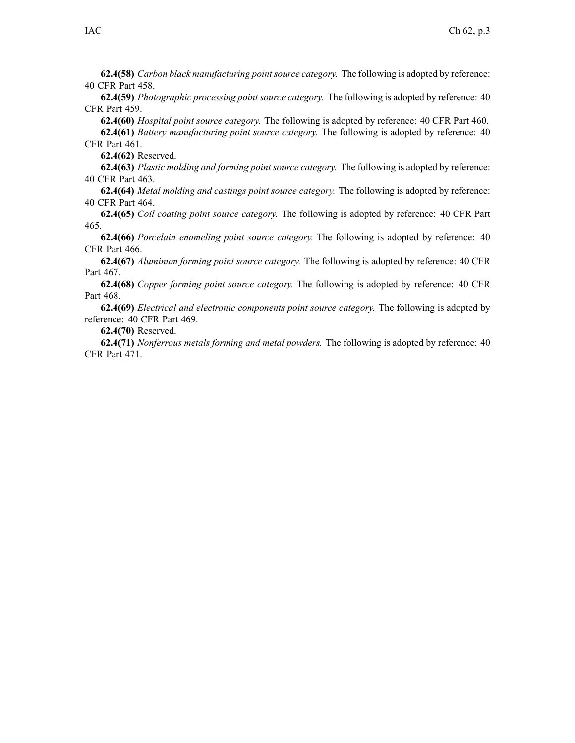**62.4(58)** *Carbon black manufacturing point source category.* The following is adopted by reference: 40 CFR Part 458.

**62.4(59)** *Photographic processing point source category.* The following is adopted by reference: 40 CFR Part 459.

**62.4(60)** *Hospital point source category.* The following is adopted by reference: 40 CFR Part 460.

**62.4(61)** *Battery manufacturing point source category.* The following is adopted by reference: 40 CFR Part 461.

**62.4(62)** Reserved.

**62.4(63)** *Plastic molding and forming point source category.* The following is adopted by reference: 40 CFR Part 463.

**62.4(64)** *Metal molding and castings point source category.* The following is adopted by reference: 40 CFR Part 464.

**62.4(65)** *Coil coating point source category.* The following is adopted by reference: 40 CFR Part 465.

**62.4(66)** *Porcelain enameling point source category.* The following is adopted by reference: 40 CFR Part 466.

**62.4(67)** *Aluminum forming point source category.* The following is adopted by reference: 40 CFR Part 467.

**62.4(68)** *Copper forming point source category.* The following is adopted by reference: 40 CFR Part 468.

**62.4(69)** *Electrical and electronic components point source category.* The following is adopted by reference: 40 CFR Part 469.

**62.4(70)** Reserved.

**62.4(71)** *Nonferrous metals forming and metal powders.* The following is adopted by reference: 40 CFR Part 471.